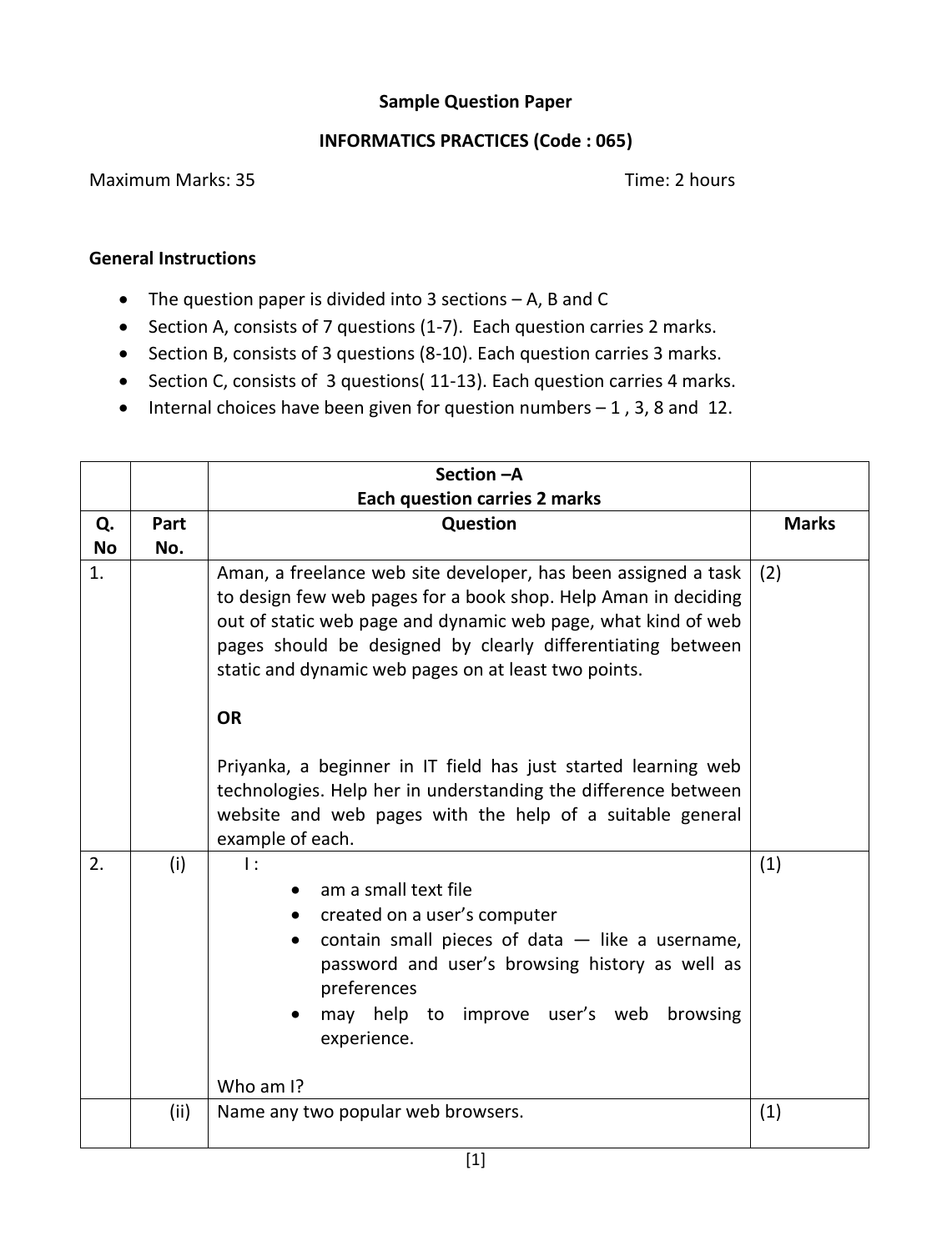**Sample Question Paper**

**INFORMATICS PRACTICES (Code : 065)**

Maximum Marks: 35 Time: 2 hours

**General Instructions**

- The question paper is divided into 3 sections – A, B and C
- Section A, consists of 7 questions (1-7). Each question carries 2 marks.
- Section B, consists of 3 questions (8-10). Each question carries 3 marks.
- Section C, consists of 3 questions( 11-13). Each question carries 4 marks.
- Internal choices have been given for question numbers – 1 , 3, 8 and 12.

| | | **Section –A**<br>**Each question carries 2 marks** | |
|---|---|---|---|
| **Q. No** | **Part No.** | **Question** | **Marks** |
| 1. | | Aman, a freelance web site developer, has been assigned a task to design few web pages for a book shop. Help Aman in deciding out of static web page and dynamic web page, what kind of web pages should be designed by clearly differentiating between static and dynamic web pages on at least two points.<br><br>**OR**<br><br>Priyanka, a beginner in IT field has just started learning web technologies. Help her in understanding the difference between website and web pages with the help of a suitable general example of each. | (2) |
| 2. | (i) | I :<br>• am a small text file<br>• created on a user's computer<br>• contain small pieces of data — like a username, password and user's browsing history as well as preferences<br>• may help to improve user's web browsing experience.<br><br>Who am I? | (1) |
| | (ii) | Name any two popular web browsers. | (1) |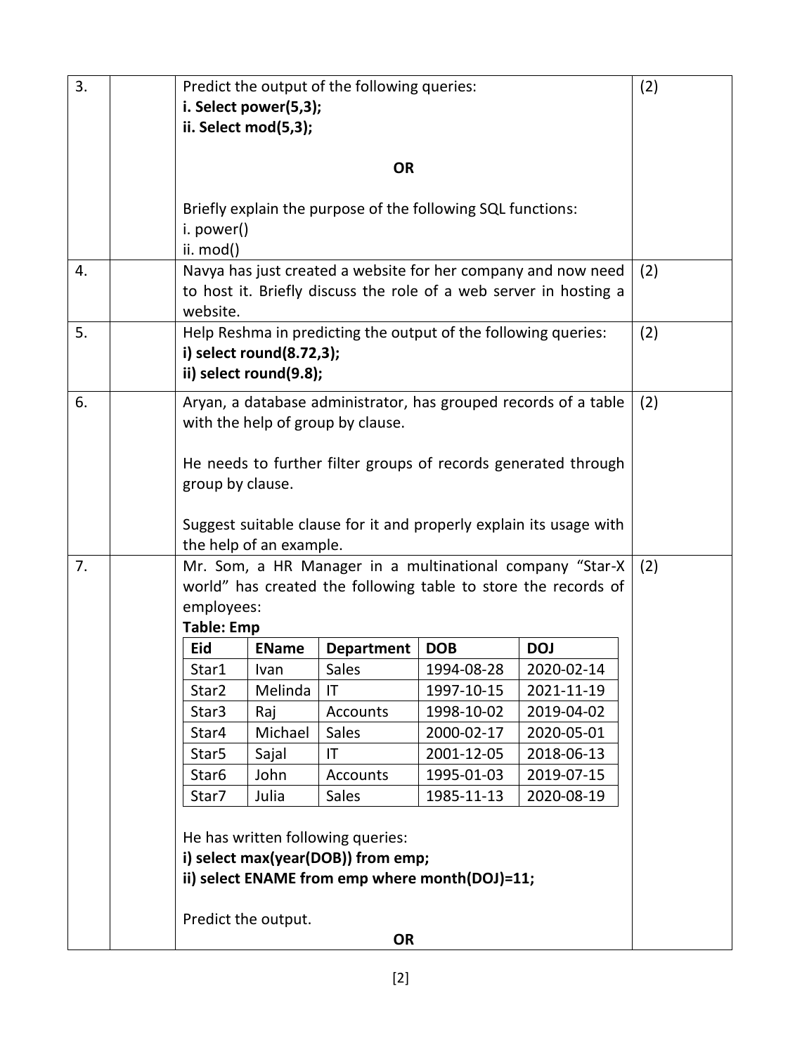**3.** Predict the output of the following queries: (2)

**i. Select power(5,3);**
**ii. Select mod(5,3);**

**OR**

Briefly explain the purpose of the following SQL functions:
i. power()
ii. mod()

**4.** Navya has just created a website for her company and now need to host it. Briefly discuss the role of a web server in hosting a website. (2)

**5.** Help Reshma in predicting the output of the following queries: (2)

**i) select round(8.72,3);**
**ii) select round(9.8);**

**6.** Aryan, a database administrator, has grouped records of a table with the help of group by clause. (2)

He needs to further filter groups of records generated through group by clause.

Suggest suitable clause for it and properly explain its usage with the help of an example.

**7.** Mr. Som, a HR Manager in a multinational company "Star-X world" has created the following table to store the records of employees: (2)

**Table: Emp**

| Eid | EName | Department | DOB | DOJ |
|---|---|---|---|---|
| Star1 | Ivan | Sales | 1994-08-28 | 2020-02-14 |
| Star2 | Melinda | IT | 1997-10-15 | 2021-11-19 |
| Star3 | Raj | Accounts | 1998-10-02 | 2019-04-02 |
| Star4 | Michael | Sales | 2000-02-17 | 2020-05-01 |
| Star5 | Sajal | IT | 2001-12-05 | 2018-06-13 |
| Star6 | John | Accounts | 1995-01-03 | 2019-07-15 |
| Star7 | Julia | Sales | 1985-11-13 | 2020-08-19 |

He has written following queries:

**i) select max(year(DOB)) from emp;**
**ii) select ENAME from emp where month(DOJ)=11;**

Predict the output.

**OR**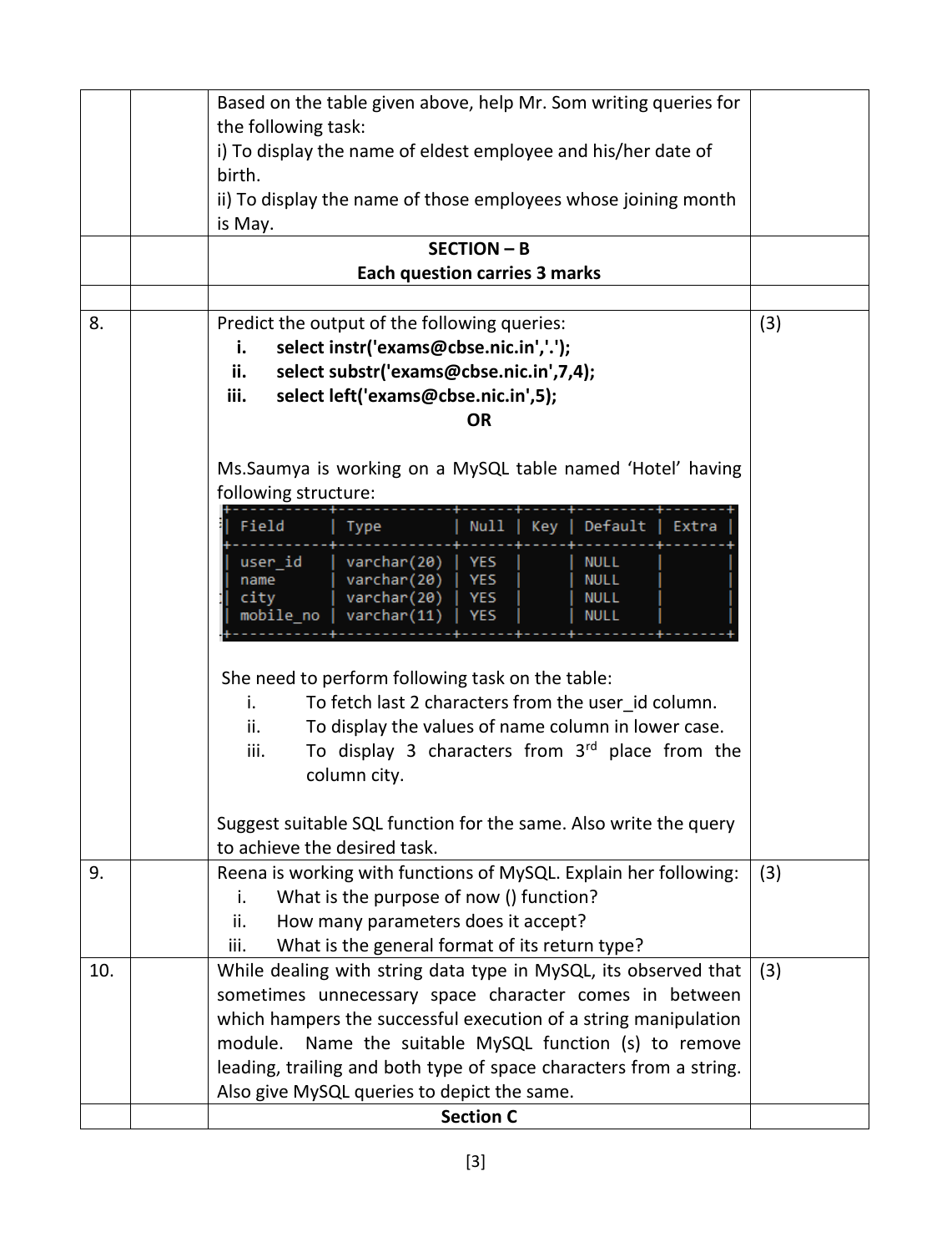Based on the table given above, help Mr. Som writing queries for the following task:

i) To display the name of eldest employee and his/her date of birth.

ii) To display the name of those employees whose joining month is May.

## SECTION – B

**Each question carries 3 marks**

**8.** Predict the output of the following queries: **(3)**

i. **select instr('exams@cbse.nic.in','.');**

ii. **select substr('exams@cbse.nic.in',7,4);**

iii. **select left('exams@cbse.nic.in',5);**

**OR**

Ms.Saumya is working on a MySQL table named 'Hotel' having following structure:

```
+-----------+-------------+------+-----+---------+-------+
| Field     | Type        | Null | Key | Default | Extra |
+-----------+-------------+------+-----+---------+-------+
| user_id   | varchar(20) | YES  |     | NULL    |       |
| name      | varchar(20) | YES  |     | NULL    |       |
| city      | varchar(20) | YES  |     | NULL    |       |
| mobile_no | varchar(11) | YES  |     | NULL    |       |
+-----------+-------------+------+-----+---------+-------+
```

She need to perform following task on the table:

i. To fetch last 2 characters from the user_id column.

ii. To display the values of name column in lower case.

iii. To display 3 characters from 3rd place from the column city.

Suggest suitable SQL function for the same. Also write the query to achieve the desired task.

**9.** Reena is working with functions of MySQL. Explain her following: **(3)**

i. What is the purpose of now () function?

ii. How many parameters does it accept?

iii. What is the general format of its return type?

**10.** While dealing with string data type in MySQL, its observed that sometimes unnecessary space character comes in between which hampers the successful execution of a string manipulation module. Name the suitable MySQL function (s) to remove leading, trailing and both type of space characters from a string. Also give MySQL queries to depict the same. **(3)**

## Section C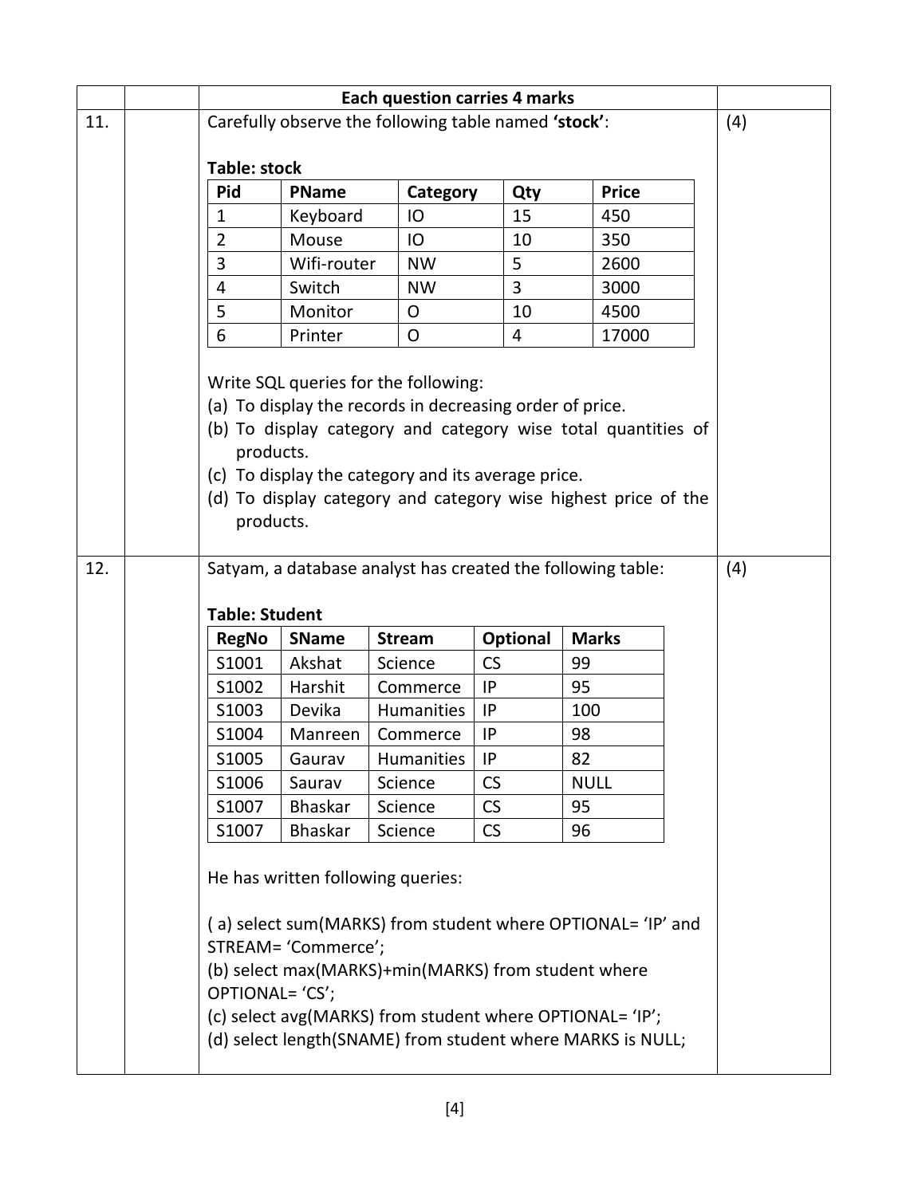**Each question carries 4 marks**

**11.** Carefully observe the following table named **'stock'**: (4)

**Table: stock**

| Pid | PName | Category | Qty | Price |
|---|---|---|---|---|
| 1 | Keyboard | IO | 15 | 450 |
| 2 | Mouse | IO | 10 | 350 |
| 3 | Wifi-router | NW | 5 | 2600 |
| 4 | Switch | NW | 3 | 3000 |
| 5 | Monitor | O | 10 | 4500 |
| 6 | Printer | O | 4 | 17000 |

Write SQL queries for the following:

(a) To display the records in decreasing order of price.

(b) To display category and category wise total quantities of products.

(c) To display the category and its average price.

(d) To display category and category wise highest price of the products.

**12.** Satyam, a database analyst has created the following table: (4)

**Table: Student**

| RegNo | SName | Stream | Optional | Marks |
|---|---|---|---|---|
| S1001 | Akshat | Science | CS | 99 |
| S1002 | Harshit | Commerce | IP | 95 |
| S1003 | Devika | Humanities | IP | 100 |
| S1004 | Manreen | Commerce | IP | 98 |
| S1005 | Gaurav | Humanities | IP | 82 |
| S1006 | Saurav | Science | CS | NULL |
| S1007 | Bhaskar | Science | CS | 95 |
| S1007 | Bhaskar | Science | CS | 96 |

He has written following queries:

( a) select sum(MARKS) from student where OPTIONAL= 'IP' and STREAM= 'Commerce';

(b) select max(MARKS)+min(MARKS) from student where OPTIONAL= 'CS';

(c) select avg(MARKS) from student where OPTIONAL= 'IP';

(d) select length(SNAME) from student where MARKS is NULL;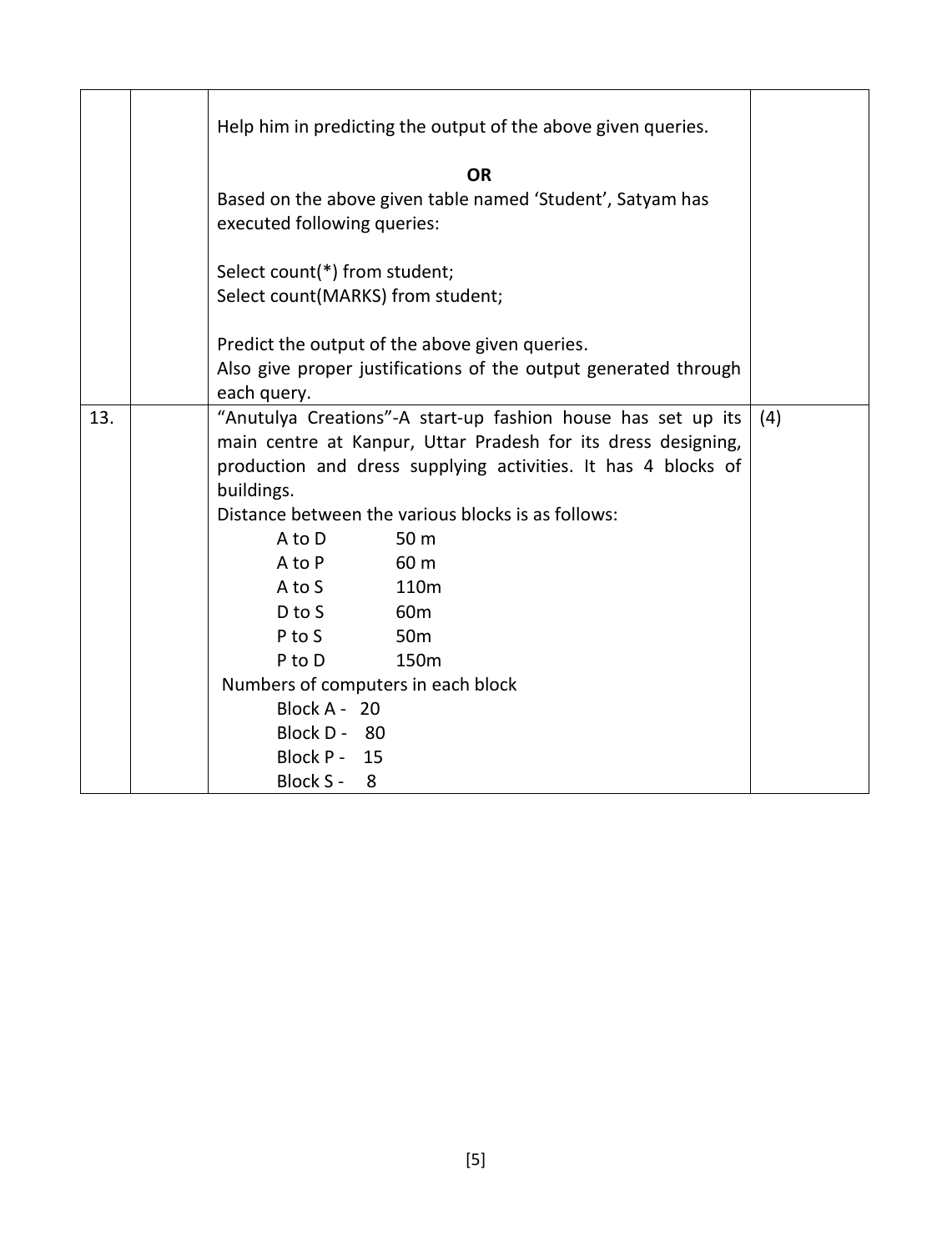| | | | |
|---|---|---|---|
| | | Help him in predicting the output of the above given queries.<br><br>**OR**<br>Based on the above given table named 'Student', Satyam has executed following queries:<br><br>Select count(*) from student;<br>Select count(MARKS) from student;<br><br>Predict the output of the above given queries.<br>Also give proper justifications of the output generated through each query. | |
| 13. | | "Anutulya Creations"-A start-up fashion house has set up its main centre at Kanpur, Uttar Pradesh for its dress designing, production and dress supplying activities. It has 4 blocks of buildings.<br>Distance between the various blocks is as follows:<br>A to D 50 m<br>A to P 60 m<br>A to S 110m<br>D to S 60m<br>P to S 50m<br>P to D 150m<br>Numbers of computers in each block<br>Block A - 20<br>Block D - 80<br>Block P - 15<br>Block S - 8 | (4) |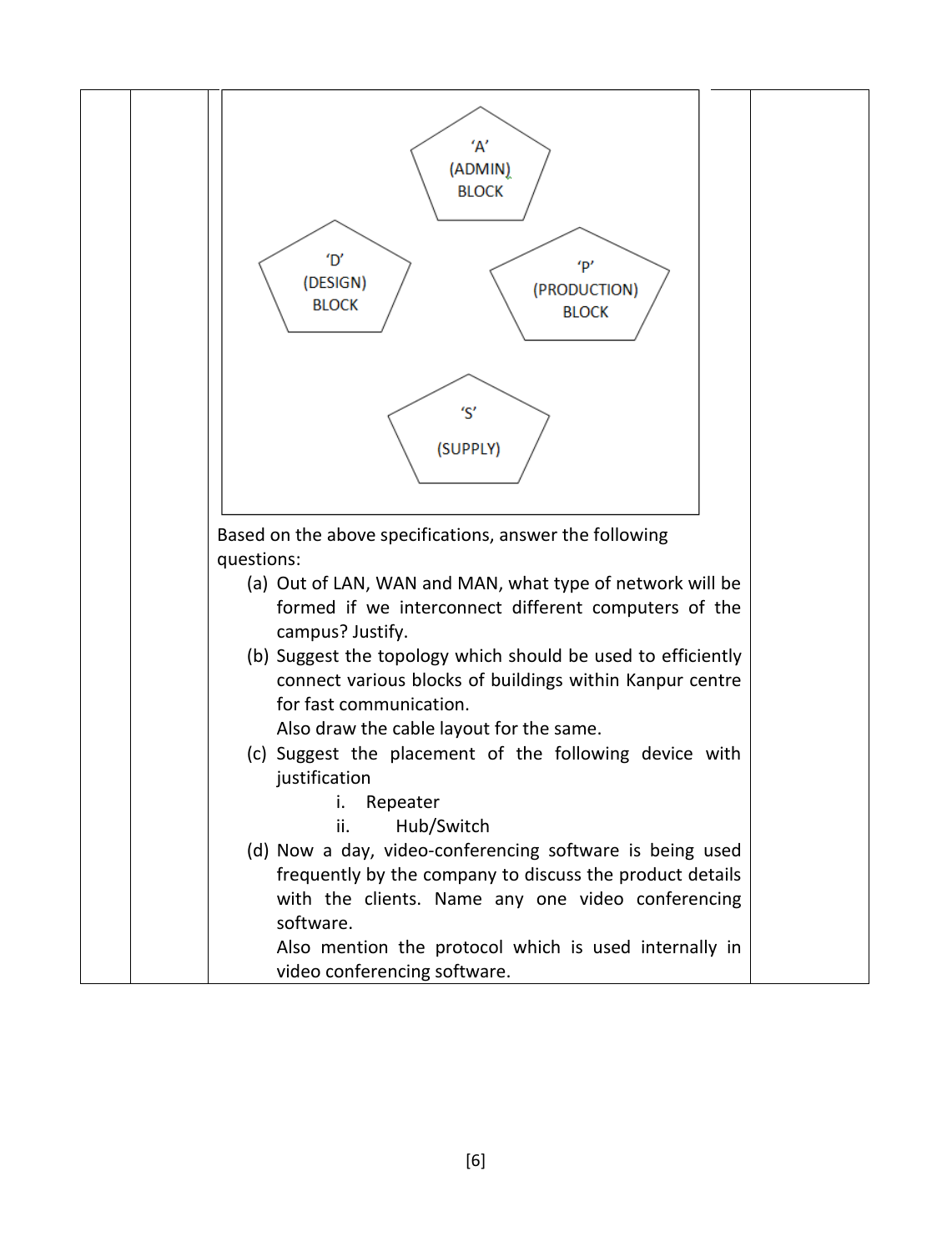'A'
(ADMIN)
BLOCK

'D'
(DESIGN)
BLOCK

'P'
(PRODUCTION)
BLOCK

'S'
(SUPPLY)

Based on the above specifications, answer the following questions:

(a) Out of LAN, WAN and MAN, what type of network will be formed if we interconnect different computers of the campus? Justify.

(b) Suggest the topology which should be used to efficiently connect various blocks of buildings within Kanpur centre for fast communication.
Also draw the cable layout for the same.

(c) Suggest the placement of the following device with justification
   i. Repeater
   ii. Hub/Switch

(d) Now a day, video-conferencing software is being used frequently by the company to discuss the product details with the clients. Name any one video conferencing software.
Also mention the protocol which is used internally in video conferencing software.